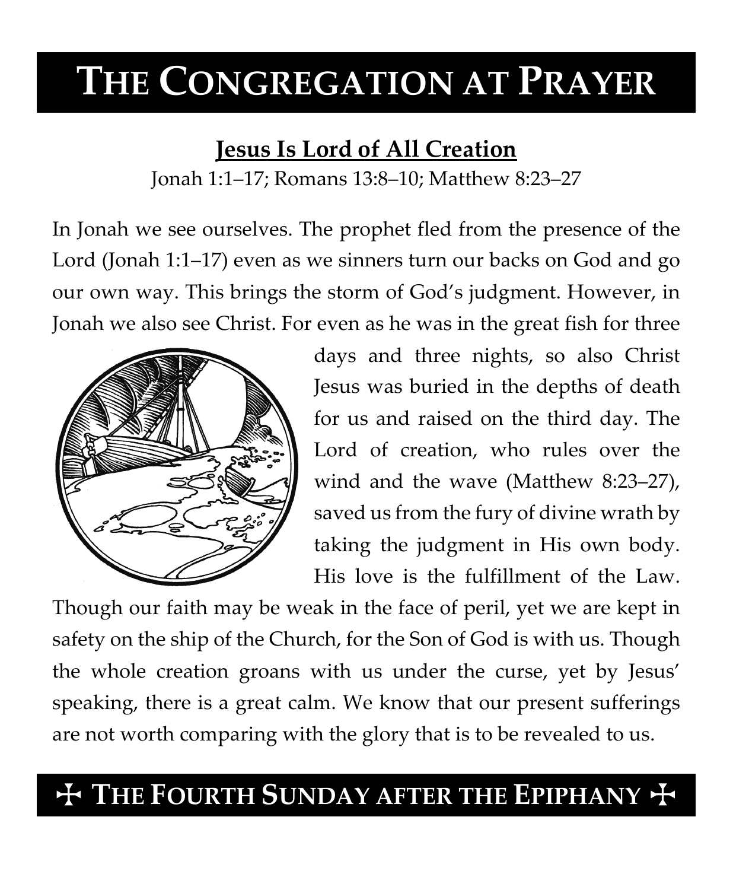# THE CONGREGATION AT PRAYER

## Jesus Is Lord of All Creation

Jonah 1:1–17; Romans 13:8–10; Matthew 8:23–27

In Jonah we see ourselves. The prophet fled from the presence of the Lord (Jonah 1:1–17) even as we sinners turn our backs on God and go our own way. This brings the storm of God's judgment. However, in Jonah we also see Christ. For even as he was in the great fish for three days and three nights, so also Christ Jesus was buried in the depths of death for us and raised on the third day. The Lord of creation, who rules over the wind and the wave (Matthew 8:23–27), saved us from the fury of divine wrath by taking the judgment in His own body. His love is the fulfillment of the Law. Though our faith may be weak in the face of peril, yet we are kept in safety on the ship of the Church, for the Son of God is with us. Though the whole creation groans with us under the curse, yet by Jesus' speaking, there is a great calm. We know that our present sufferings are not worth comparing with the glory that is to be revealed to us.

## ✠ THE FOURTH SUNDAY AFTER THE EPIPHANY ✠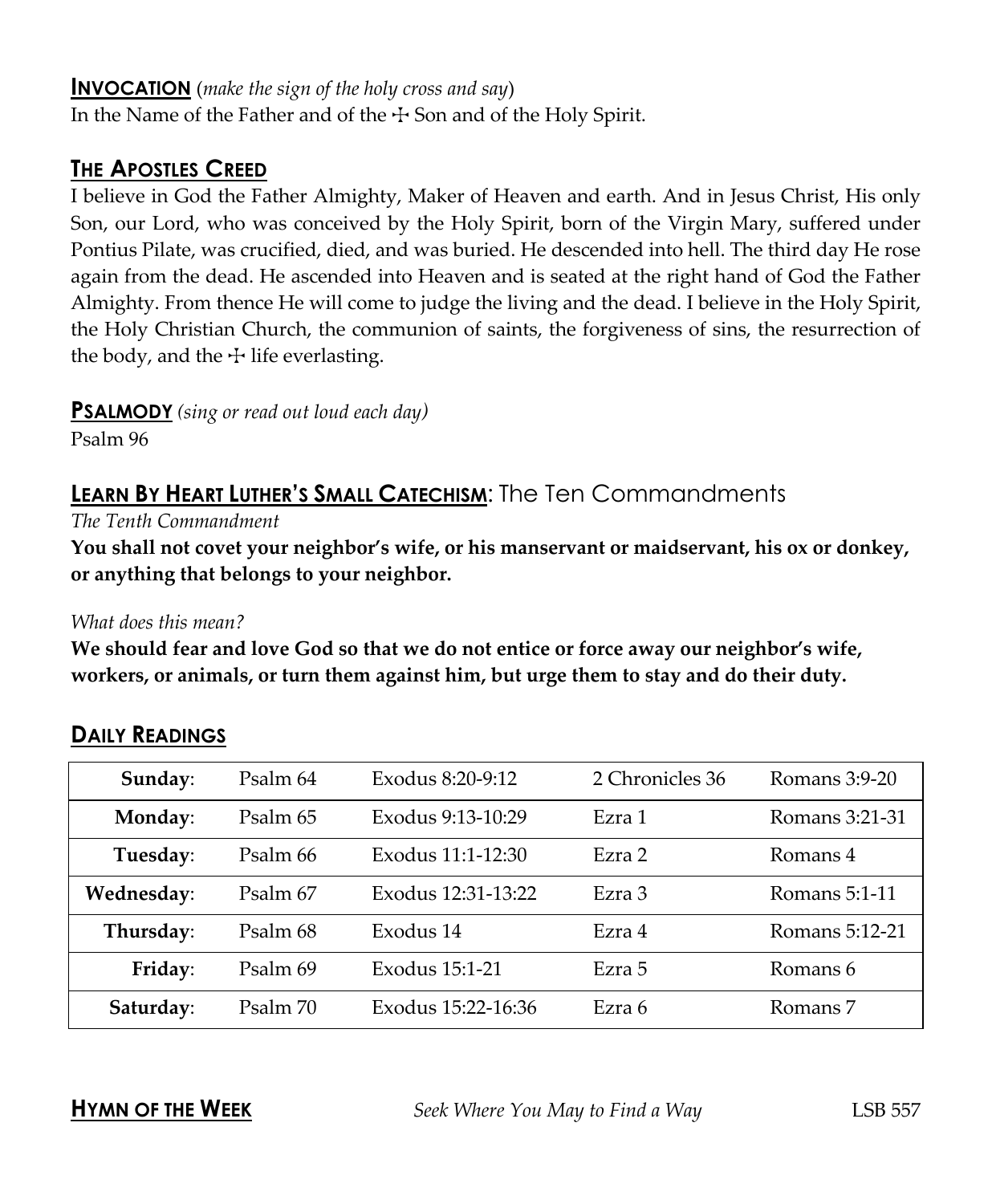**INVOCATION** (*make the sign of the holy cross and say*)
In the Name of the Father and of the ☩ Son and of the Holy Spirit.

## THE APOSTLES CREED

I believe in God the Father Almighty, Maker of Heaven and earth. And in Jesus Christ, His only Son, our Lord, who was conceived by the Holy Spirit, born of the Virgin Mary, suffered under Pontius Pilate, was crucified, died, and was buried. He descended into hell. The third day He rose again from the dead. He ascended into Heaven and is seated at the right hand of God the Father Almighty. From thence He will come to judge the living and the dead. I believe in the Holy Spirit, the Holy Christian Church, the communion of saints, the forgiveness of sins, the resurrection of the body, and the ☩ life everlasting.

**PSALMODY** *(sing or read out loud each day)*
Psalm 96

## LEARN BY HEART LUTHER'S SMALL CATECHISM: The Ten Commandments

*The Tenth Commandment*
**You shall not covet your neighbor's wife, or his manservant or maidservant, his ox or donkey, or anything that belongs to your neighbor.**

*What does this mean?*
**We should fear and love God so that we do not entice or force away our neighbor's wife, workers, or animals, or turn them against him, but urge them to stay and do their duty.**

## DAILY READINGS

| | | | | |
|---|---|---|---|---|
| **Sunday**: | Psalm 64 | Exodus 8:20-9:12 | 2 Chronicles 36 | Romans 3:9-20 |
| **Monday**: | Psalm 65 | Exodus 9:13-10:29 | Ezra 1 | Romans 3:21-31 |
| **Tuesday**: | Psalm 66 | Exodus 11:1-12:30 | Ezra 2 | Romans 4 |
| **Wednesday**: | Psalm 67 | Exodus 12:31-13:22 | Ezra 3 | Romans 5:1-11 |
| **Thursday**: | Psalm 68 | Exodus 14 | Ezra 4 | Romans 5:12-21 |
| **Friday**: | Psalm 69 | Exodus 15:1-21 | Ezra 5 | Romans 6 |
| **Saturday**: | Psalm 70 | Exodus 15:22-16:36 | Ezra 6 | Romans 7 |

**HYMN OF THE WEEK** *Seek Where You May to Find a Way* LSB 557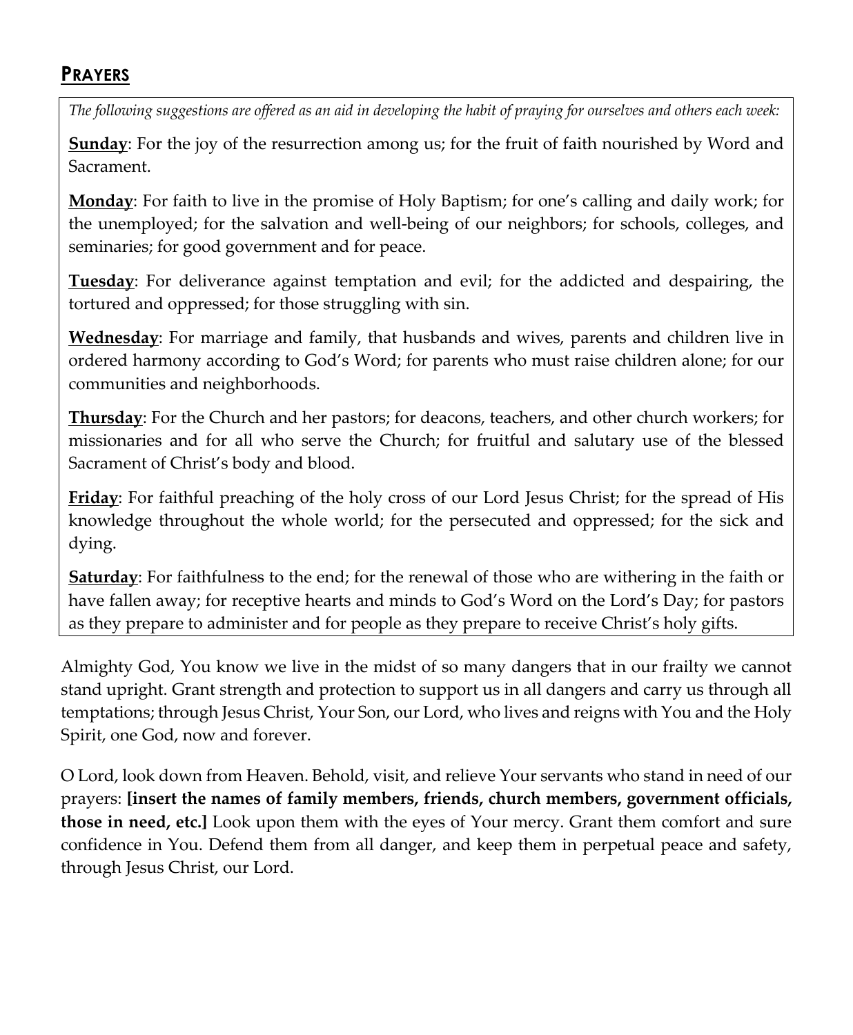## **PRAYERS**

*The following suggestions are offered as an aid in developing the habit of praying for ourselves and others each week:*

**Sunday**: For the joy of the resurrection among us; for the fruit of faith nourished by Word and Sacrament.

**Monday**: For faith to live in the promise of Holy Baptism; for one's calling and daily work; for the unemployed; for the salvation and well-being of our neighbors; for schools, colleges, and seminaries; for good government and for peace.

**Tuesday**: For deliverance against temptation and evil; for the addicted and despairing, the tortured and oppressed; for those struggling with sin.

**Wednesday**: For marriage and family, that husbands and wives, parents and children live in ordered harmony according to God's Word; for parents who must raise children alone; for our communities and neighborhoods.

**Thursday**: For the Church and her pastors; for deacons, teachers, and other church workers; for missionaries and for all who serve the Church; for fruitful and salutary use of the blessed Sacrament of Christ's body and blood.

**Friday**: For faithful preaching of the holy cross of our Lord Jesus Christ; for the spread of His knowledge throughout the whole world; for the persecuted and oppressed; for the sick and dying.

**Saturday**: For faithfulness to the end; for the renewal of those who are withering in the faith or have fallen away; for receptive hearts and minds to God's Word on the Lord's Day; for pastors as they prepare to administer and for people as they prepare to receive Christ's holy gifts.

Almighty God, You know we live in the midst of so many dangers that in our frailty we cannot stand upright. Grant strength and protection to support us in all dangers and carry us through all temptations; through Jesus Christ, Your Son, our Lord, who lives and reigns with You and the Holy Spirit, one God, now and forever.

O Lord, look down from Heaven. Behold, visit, and relieve Your servants who stand in need of our prayers: **[insert the names of family members, friends, church members, government officials, those in need, etc.]** Look upon them with the eyes of Your mercy. Grant them comfort and sure confidence in You. Defend them from all danger, and keep them in perpetual peace and safety, through Jesus Christ, our Lord.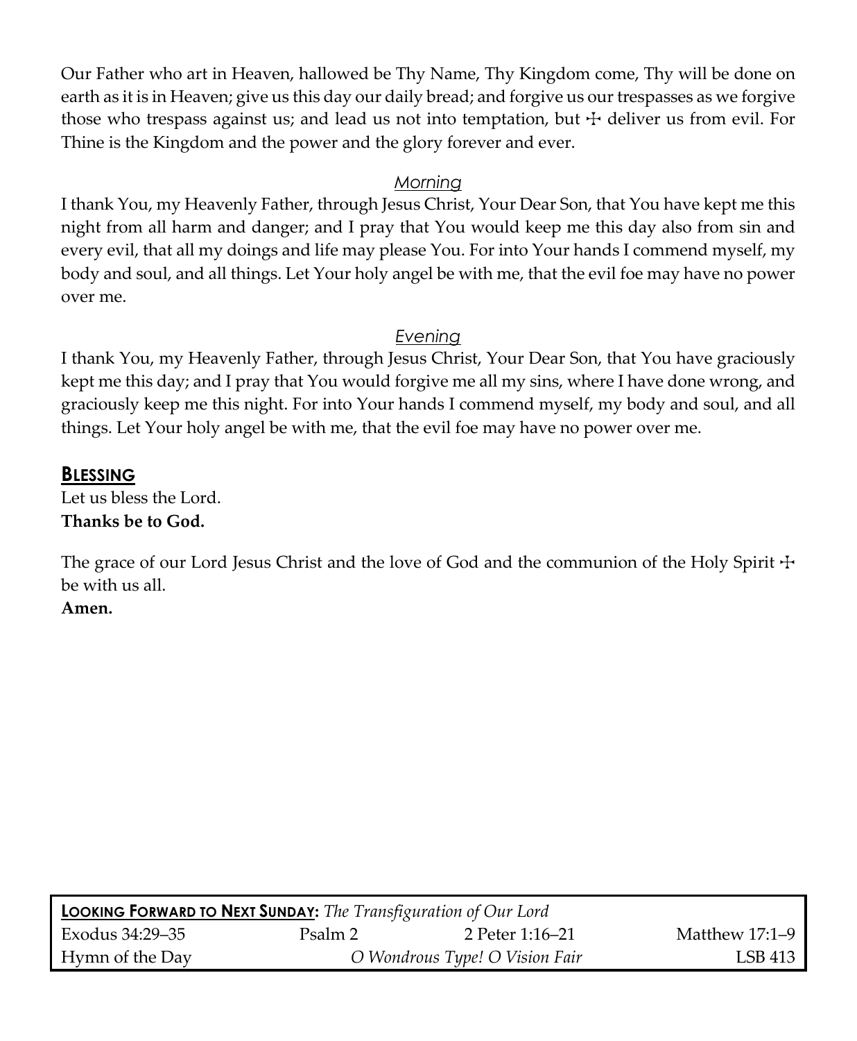Our Father who art in Heaven, hallowed be Thy Name, Thy Kingdom come, Thy will be done on earth as it is in Heaven; give us this day our daily bread; and forgive us our trespasses as we forgive those who trespass against us; and lead us not into temptation, but ☩ deliver us from evil. For Thine is the Kingdom and the power and the glory forever and ever.

*Morning*

I thank You, my Heavenly Father, through Jesus Christ, Your Dear Son, that You have kept me this night from all harm and danger; and I pray that You would keep me this day also from sin and every evil, that all my doings and life may please You. For into Your hands I commend myself, my body and soul, and all things. Let Your holy angel be with me, that the evil foe may have no power over me.

*Evening*

I thank You, my Heavenly Father, through Jesus Christ, Your Dear Son, that You have graciously kept me this day; and I pray that You would forgive me all my sins, where I have done wrong, and graciously keep me this night. For into Your hands I commend myself, my body and soul, and all things. Let Your holy angel be with me, that the evil foe may have no power over me.

## BLESSING

Let us bless the Lord.
**Thanks be to God.**

The grace of our Lord Jesus Christ and the love of God and the communion of the Holy Spirit ☩ be with us all.
**Amen.**

| **LOOKING FORWARD TO NEXT SUNDAY:** *The Transfiguration of Our Lord* | | | |
|---|---|---|---|
| Exodus 34:29–35 | Psalm 2 | 2 Peter 1:16–21 | Matthew 17:1–9 |
| Hymn of the Day | *O Wondrous Type! O Vision Fair* | | LSB 413 |